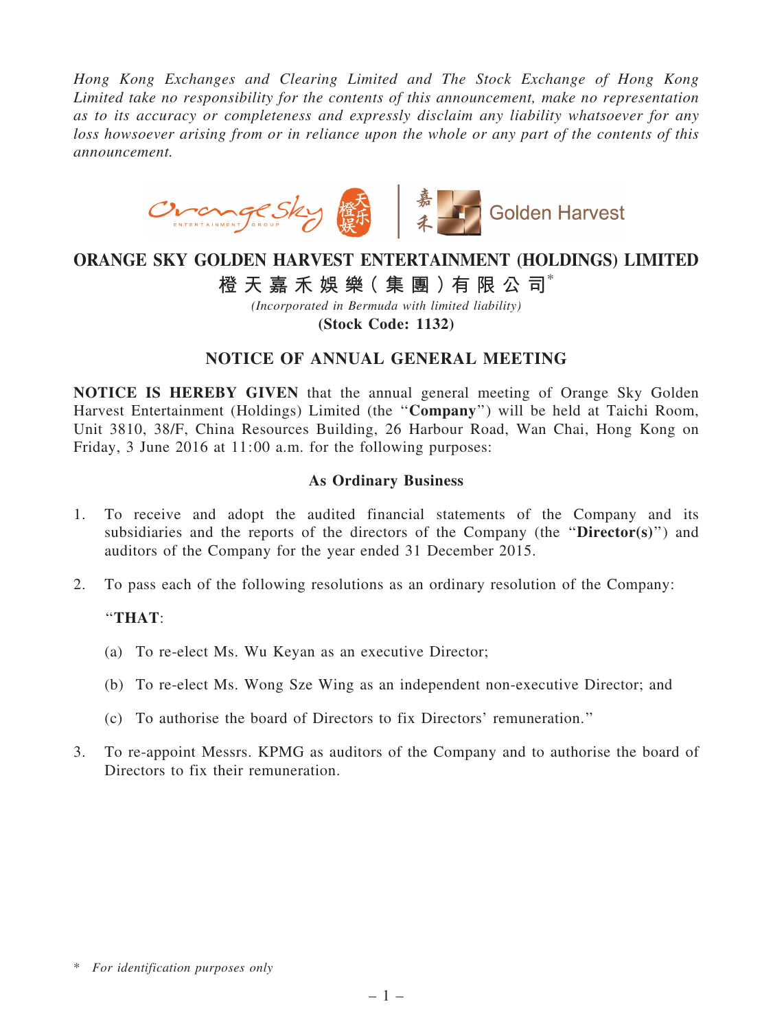*Hong Kong Exchanges and Clearing Limited and The Stock Exchange of Hong Kong Limited take no responsibility for the contents of this announcement, make no representation as to its accuracy or completeness and expressly disclaim any liability whatsoever for any loss howsoever arising from or in reliance upon the whole or any part of the contents of this announcement.*

# ORANGE SKY GOLDEN HARVEST ENTERTAINMENT (HOLDINGS) LIMITED

# 橙天嘉禾娛樂（集團）有限公司*

*(Incorporated in Bermuda with limited liability)*

**(Stock Code: 1132)**

## NOTICE OF ANNUAL GENERAL MEETING

**NOTICE IS HEREBY GIVEN** that the annual general meeting of Orange Sky Golden Harvest Entertainment (Holdings) Limited (the "**Company**") will be held at Taichi Room, Unit 3810, 38/F, China Resources Building, 26 Harbour Road, Wan Chai, Hong Kong on Friday, 3 June 2016 at 11:00 a.m. for the following purposes:

### As Ordinary Business

1. To receive and adopt the audited financial statements of the Company and its subsidiaries and the reports of the directors of the Company (the "**Director(s)**") and auditors of the Company for the year ended 31 December 2015.

2. To pass each of the following resolutions as an ordinary resolution of the Company:

   "**THAT**:

   (a) To re-elect Ms. Wu Keyan as an executive Director;

   (b) To re-elect Ms. Wong Sze Wing as an independent non-executive Director; and

   (c) To authorise the board of Directors to fix Directors' remuneration."

3. To re-appoint Messrs. KPMG as auditors of the Company and to authorise the board of Directors to fix their remuneration.

\* *For identification purposes only*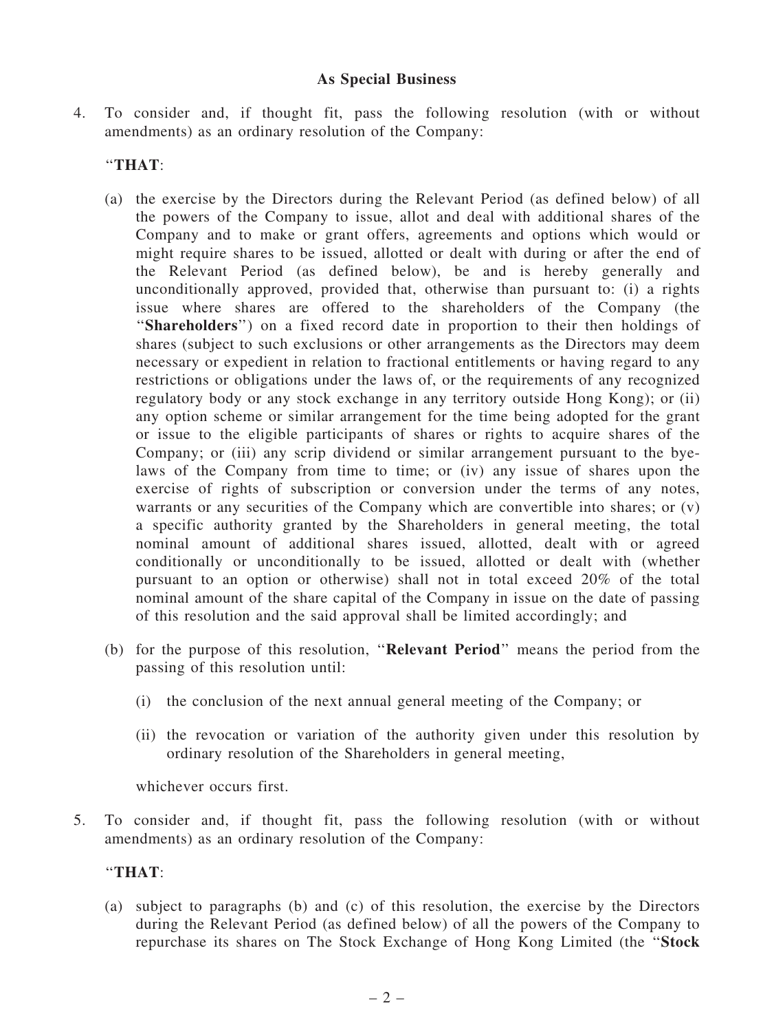**As Special Business**

4. To consider and, if thought fit, pass the following resolution (with or without amendments) as an ordinary resolution of the Company:

   "**THAT**:

   (a) the exercise by the Directors during the Relevant Period (as defined below) of all the powers of the Company to issue, allot and deal with additional shares of the Company and to make or grant offers, agreements and options which would or might require shares to be issued, allotted or dealt with during or after the end of the Relevant Period (as defined below), be and is hereby generally and unconditionally approved, provided that, otherwise than pursuant to: (i) a rights issue where shares are offered to the shareholders of the Company (the "**Shareholders**") on a fixed record date in proportion to their then holdings of shares (subject to such exclusions or other arrangements as the Directors may deem necessary or expedient in relation to fractional entitlements or having regard to any restrictions or obligations under the laws of, or the requirements of any recognized regulatory body or any stock exchange in any territory outside Hong Kong); or (ii) any option scheme or similar arrangement for the time being adopted for the grant or issue to the eligible participants of shares or rights to acquire shares of the Company; or (iii) any scrip dividend or similar arrangement pursuant to the bye-laws of the Company from time to time; or (iv) any issue of shares upon the exercise of rights of subscription or conversion under the terms of any notes, warrants or any securities of the Company which are convertible into shares; or (v) a specific authority granted by the Shareholders in general meeting, the total nominal amount of additional shares issued, allotted, dealt with or agreed conditionally or unconditionally to be issued, allotted or dealt with (whether pursuant to an option or otherwise) shall not in total exceed 20% of the total nominal amount of the share capital of the Company in issue on the date of passing of this resolution and the said approval shall be limited accordingly; and

   (b) for the purpose of this resolution, "**Relevant Period**" means the period from the passing of this resolution until:

      (i) the conclusion of the next annual general meeting of the Company; or

      (ii) the revocation or variation of the authority given under this resolution by ordinary resolution of the Shareholders in general meeting,

      whichever occurs first.

5. To consider and, if thought fit, pass the following resolution (with or without amendments) as an ordinary resolution of the Company:

   "**THAT**:

   (a) subject to paragraphs (b) and (c) of this resolution, the exercise by the Directors during the Relevant Period (as defined below) of all the powers of the Company to repurchase its shares on The Stock Exchange of Hong Kong Limited (the "**Stock**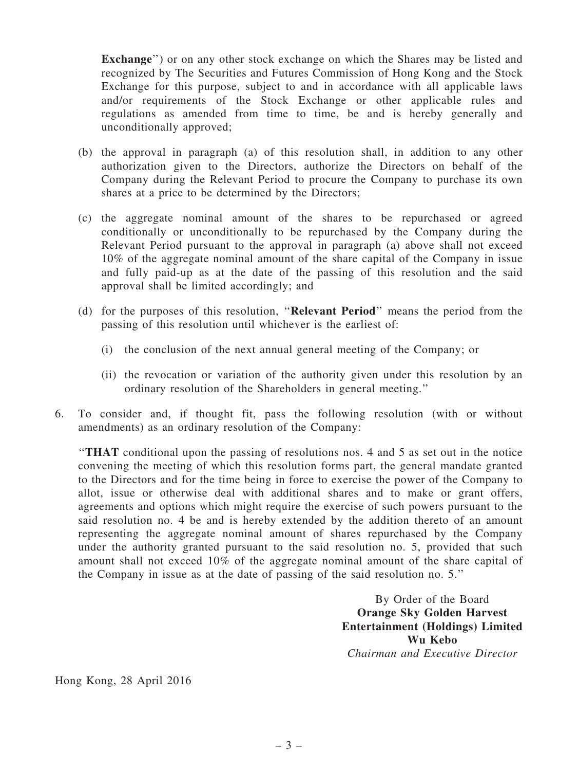**Exchange**") or on any other stock exchange on which the Shares may be listed and recognized by The Securities and Futures Commission of Hong Kong and the Stock Exchange for this purpose, subject to and in accordance with all applicable laws and/or requirements of the Stock Exchange or other applicable rules and regulations as amended from time to time, be and is hereby generally and unconditionally approved;

(b) the approval in paragraph (a) of this resolution shall, in addition to any other authorization given to the Directors, authorize the Directors on behalf of the Company during the Relevant Period to procure the Company to purchase its own shares at a price to be determined by the Directors;

(c) the aggregate nominal amount of the shares to be repurchased or agreed conditionally or unconditionally to be repurchased by the Company during the Relevant Period pursuant to the approval in paragraph (a) above shall not exceed 10% of the aggregate nominal amount of the share capital of the Company in issue and fully paid-up as at the date of the passing of this resolution and the said approval shall be limited accordingly; and

(d) for the purposes of this resolution, "**Relevant Period**" means the period from the passing of this resolution until whichever is the earliest of:

(i) the conclusion of the next annual general meeting of the Company; or

(ii) the revocation or variation of the authority given under this resolution by an ordinary resolution of the Shareholders in general meeting."

6. To consider and, if thought fit, pass the following resolution (with or without amendments) as an ordinary resolution of the Company:

"**THAT** conditional upon the passing of resolutions nos. 4 and 5 as set out in the notice convening the meeting of which this resolution forms part, the general mandate granted to the Directors and for the time being in force to exercise the power of the Company to allot, issue or otherwise deal with additional shares and to make or grant offers, agreements and options which might require the exercise of such powers pursuant to the said resolution no. 4 be and is hereby extended by the addition thereto of an amount representing the aggregate nominal amount of shares repurchased by the Company under the authority granted pursuant to the said resolution no. 5, provided that such amount shall not exceed 10% of the aggregate nominal amount of the share capital of the Company in issue as at the date of passing of the said resolution no. 5."

By Order of the Board
**Orange Sky Golden Harvest Entertainment (Holdings) Limited**
**Wu Kebo**
*Chairman and Executive Director*

Hong Kong, 28 April 2016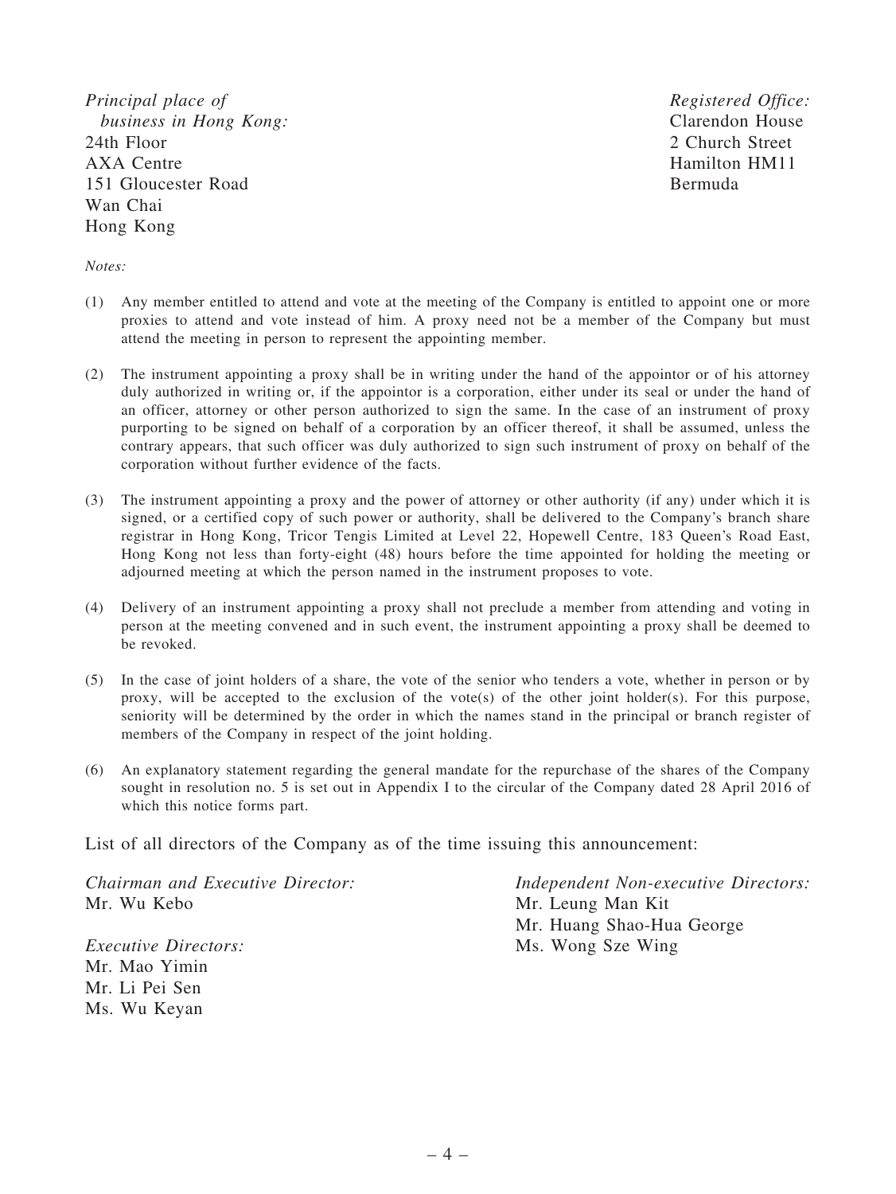*Principal place of business in Hong Kong:*
24th Floor
AXA Centre
151 Gloucester Road
Wan Chai
Hong Kong

*Registered Office:*
Clarendon House
2 Church Street
Hamilton HM11
Bermuda

*Notes:*

(1) Any member entitled to attend and vote at the meeting of the Company is entitled to appoint one or more proxies to attend and vote instead of him. A proxy need not be a member of the Company but must attend the meeting in person to represent the appointing member.

(2) The instrument appointing a proxy shall be in writing under the hand of the appointor or of his attorney duly authorized in writing or, if the appointor is a corporation, either under its seal or under the hand of an officer, attorney or other person authorized to sign the same. In the case of an instrument of proxy purporting to be signed on behalf of a corporation by an officer thereof, it shall be assumed, unless the contrary appears, that such officer was duly authorized to sign such instrument of proxy on behalf of the corporation without further evidence of the facts.

(3) The instrument appointing a proxy and the power of attorney or other authority (if any) under which it is signed, or a certified copy of such power or authority, shall be delivered to the Company's branch share registrar in Hong Kong, Tricor Tengis Limited at Level 22, Hopewell Centre, 183 Queen's Road East, Hong Kong not less than forty-eight (48) hours before the time appointed for holding the meeting or adjourned meeting at which the person named in the instrument proposes to vote.

(4) Delivery of an instrument appointing a proxy shall not preclude a member from attending and voting in person at the meeting convened and in such event, the instrument appointing a proxy shall be deemed to be revoked.

(5) In the case of joint holders of a share, the vote of the senior who tenders a vote, whether in person or by proxy, will be accepted to the exclusion of the vote(s) of the other joint holder(s). For this purpose, seniority will be determined by the order in which the names stand in the principal or branch register of members of the Company in respect of the joint holding.

(6) An explanatory statement regarding the general mandate for the repurchase of the shares of the Company sought in resolution no. 5 is set out in Appendix I to the circular of the Company dated 28 April 2016 of which this notice forms part.

List of all directors of the Company as of the time issuing this announcement:

*Chairman and Executive Director:*
Mr. Wu Kebo

*Executive Directors:*
Mr. Mao Yimin
Mr. Li Pei Sen
Ms. Wu Keyan

*Independent Non-executive Directors:*
Mr. Leung Man Kit
Mr. Huang Shao-Hua George
Ms. Wong Sze Wing